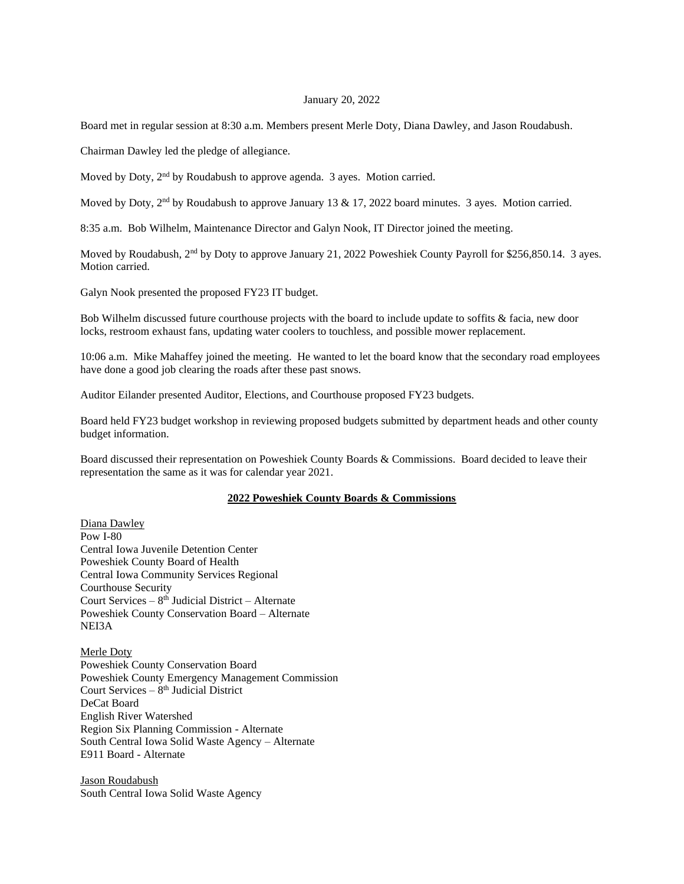January 20, 2022

Board met in regular session at 8:30 a.m. Members present Merle Doty, Diana Dawley, and Jason Roudabush.

Chairman Dawley led the pledge of allegiance.

Moved by Doty, 2nd by Roudabush to approve agenda. 3 ayes. Motion carried.

Moved by Doty, 2nd by Roudabush to approve January 13 & 17, 2022 board minutes. 3 ayes. Motion carried.

8:35 a.m. Bob Wilhelm, Maintenance Director and Galyn Nook, IT Director joined the meeting.

Moved by Roudabush, 2nd by Doty to approve January 21, 2022 Poweshiek County Payroll for $256,850.14. 3 ayes. Motion carried.

Galyn Nook presented the proposed FY23 IT budget.

Bob Wilhelm discussed future courthouse projects with the board to include update to soffits & facia, new door locks, restroom exhaust fans, updating water coolers to touchless, and possible mower replacement.

10:06 a.m. Mike Mahaffey joined the meeting. He wanted to let the board know that the secondary road employees have done a good job clearing the roads after these past snows.

Auditor Eilander presented Auditor, Elections, and Courthouse proposed FY23 budgets.

Board held FY23 budget workshop in reviewing proposed budgets submitted by department heads and other county budget information.

Board discussed their representation on Poweshiek County Boards & Commissions. Board decided to leave their representation the same as it was for calendar year 2021.

## 2022 Poweshiek County Boards & Commissions

Diana Dawley
Pow I-80
Central Iowa Juvenile Detention Center
Poweshiek County Board of Health
Central Iowa Community Services Regional
Courthouse Security
Court Services – 8th Judicial District – Alternate
Poweshiek County Conservation Board – Alternate
NEI3A

Merle Doty
Poweshiek County Conservation Board
Poweshiek County Emergency Management Commission
Court Services – 8th Judicial District
DeCat Board
English River Watershed
Region Six Planning Commission - Alternate
South Central Iowa Solid Waste Agency – Alternate
E911 Board - Alternate

Jason Roudabush
South Central Iowa Solid Waste Agency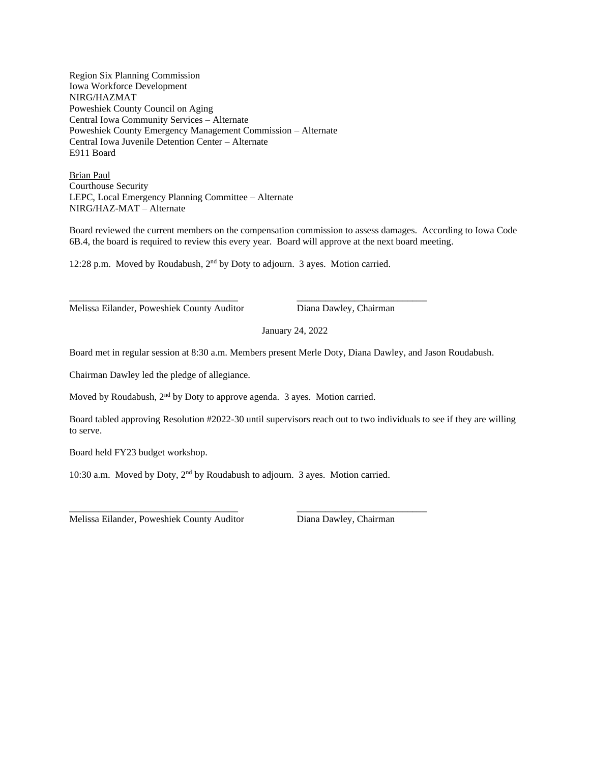Region Six Planning Commission
Iowa Workforce Development
NIRG/HAZMAT
Poweshiek County Council on Aging
Central Iowa Community Services – Alternate
Poweshiek County Emergency Management Commission – Alternate
Central Iowa Juvenile Detention Center – Alternate
E911 Board

Brian Paul
Courthouse Security
LEPC, Local Emergency Planning Committee – Alternate
NIRG/HAZ-MAT – Alternate

Board reviewed the current members on the compensation commission to assess damages. According to Iowa Code 6B.4, the board is required to review this every year. Board will approve at the next board meeting.

12:28 p.m. Moved by Roudabush, 2nd by Doty to adjourn. 3 ayes. Motion carried.

\_\_\_\_\_\_\_\_\_\_\_\_\_\_\_\_\_\_\_\_\_\_\_\_\_\_\_\_\_\_\_\_\_\_ \_\_\_\_\_\_\_\_\_\_\_\_\_\_\_\_\_\_\_\_\_\_\_\_\_\_\_

Melissa Eilander, Poweshiek County Auditor Diana Dawley, Chairman

January 24, 2022

Board met in regular session at 8:30 a.m. Members present Merle Doty, Diana Dawley, and Jason Roudabush.

Chairman Dawley led the pledge of allegiance.

Moved by Roudabush, 2nd by Doty to approve agenda. 3 ayes. Motion carried.

Board tabled approving Resolution #2022-30 until supervisors reach out to two individuals to see if they are willing to serve.

Board held FY23 budget workshop.

10:30 a.m. Moved by Doty, 2nd by Roudabush to adjourn. 3 ayes. Motion carried.

\_\_\_\_\_\_\_\_\_\_\_\_\_\_\_\_\_\_\_\_\_\_\_\_\_\_\_\_\_\_\_\_\_\_ \_\_\_\_\_\_\_\_\_\_\_\_\_\_\_\_\_\_\_\_\_\_\_\_\_\_\_

Melissa Eilander, Poweshiek County Auditor Diana Dawley, Chairman